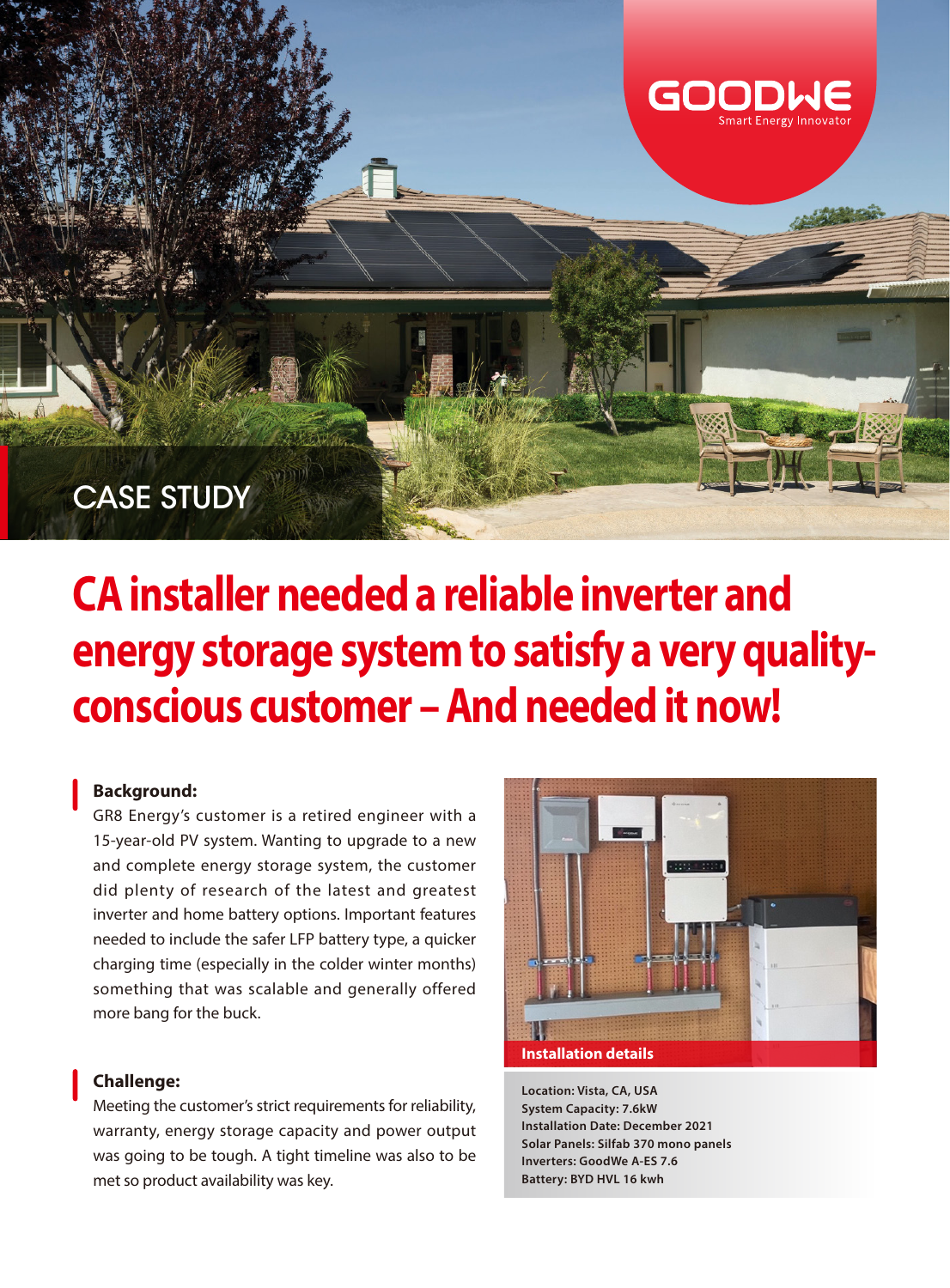GOODWE
Smart Energy Innovator

CASE STUDY

# CA installer needed a reliable inverter and energy storage system to satisfy a very quality-conscious customer – And needed it now!

**Background:**

GR8 Energy's customer is a retired engineer with a 15-year-old PV system. Wanting to upgrade to a new and complete energy storage system, the customer did plenty of research of the latest and greatest inverter and home battery options. Important features needed to include the safer LFP battery type, a quicker charging time (especially in the colder winter months) something that was scalable and generally offered more bang for the buck.

**Challenge:**

Meeting the customer's strict requirements for reliability, warranty, energy storage capacity and power output was going to be tough. A tight timeline was also to be met so product availability was key.

**Installation details**

**Location: Vista, CA, USA**
**System Capacity: 7.6kW**
**Installation Date: December 2021**
**Solar Panels: Silfab 370 mono panels**
**Inverters: GoodWe A-ES 7.6**
**Battery: BYD HVL 16 kwh**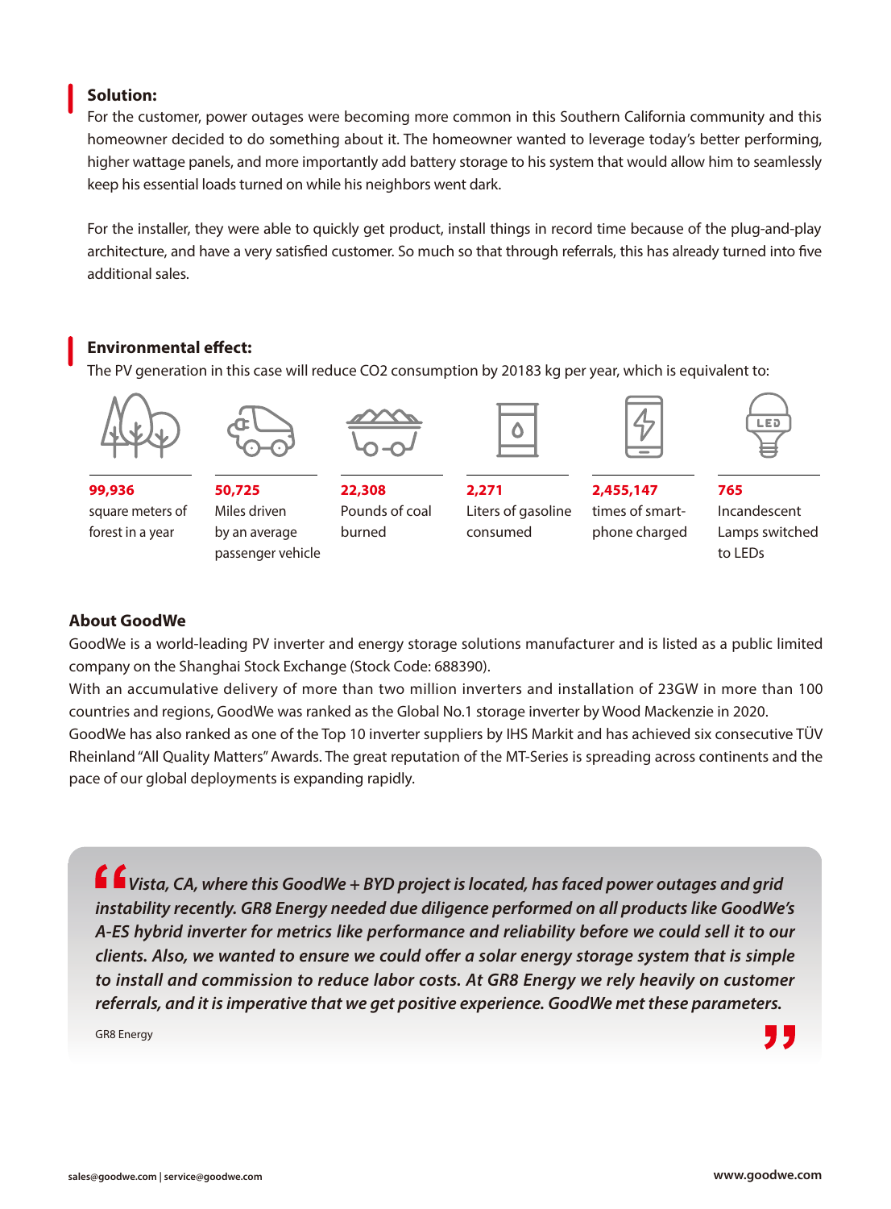## Solution:

For the customer, power outages were becoming more common in this Southern California community and this homeowner decided to do something about it. The homeowner wanted to leverage today's better performing, higher wattage panels, and more importantly add battery storage to his system that would allow him to seamlessly keep his essential loads turned on while his neighbors went dark.

For the installer, they were able to quickly get product, install things in record time because of the plug-and-play architecture, and have a very satisfied customer. So much so that through referrals, this has already turned into five additional sales.

## Environmental effect:

The PV generation in this case will reduce $CO_2$ consumption by 20183 kg per year, which is equivalent to:

**99,936**
square meters of forest in a year

**50,725**
Miles driven by an average passenger vehicle

**22,308**
Pounds of coal burned

**2,271**
Liters of gasoline consumed

**2,455,147**
times of smart-phone charged

**765**
Incandescent Lamps switched to LEDs

## About GoodWe

GoodWe is a world-leading PV inverter and energy storage solutions manufacturer and is listed as a public limited company on the Shanghai Stock Exchange (Stock Code: 688390).

With an accumulative delivery of more than two million inverters and installation of 23GW in more than 100 countries and regions, GoodWe was ranked as the Global No.1 storage inverter by Wood Mackenzie in 2020.

GoodWe has also ranked as one of the Top 10 inverter suppliers by IHS Markit and has achieved six consecutive TÜV Rheinland "All Quality Matters" Awards. The great reputation of the MT-Series is spreading across continents and the pace of our global deployments is expanding rapidly.

> *"Vista, CA, where this GoodWe + BYD project is located, has faced power outages and grid instability recently. GR8 Energy needed due diligence performed on all products like GoodWe's A-ES hybrid inverter for metrics like performance and reliability before we could sell it to our clients. Also, we wanted to ensure we could offer a solar energy storage system that is simple to install and commission to reduce labor costs. At GR8 Energy we rely heavily on customer referrals, and it is imperative that we get positive experience. GoodWe met these parameters."*
>
> GR8 Energy

sales@goodwe.com | service@goodwe.com

www.goodwe.com